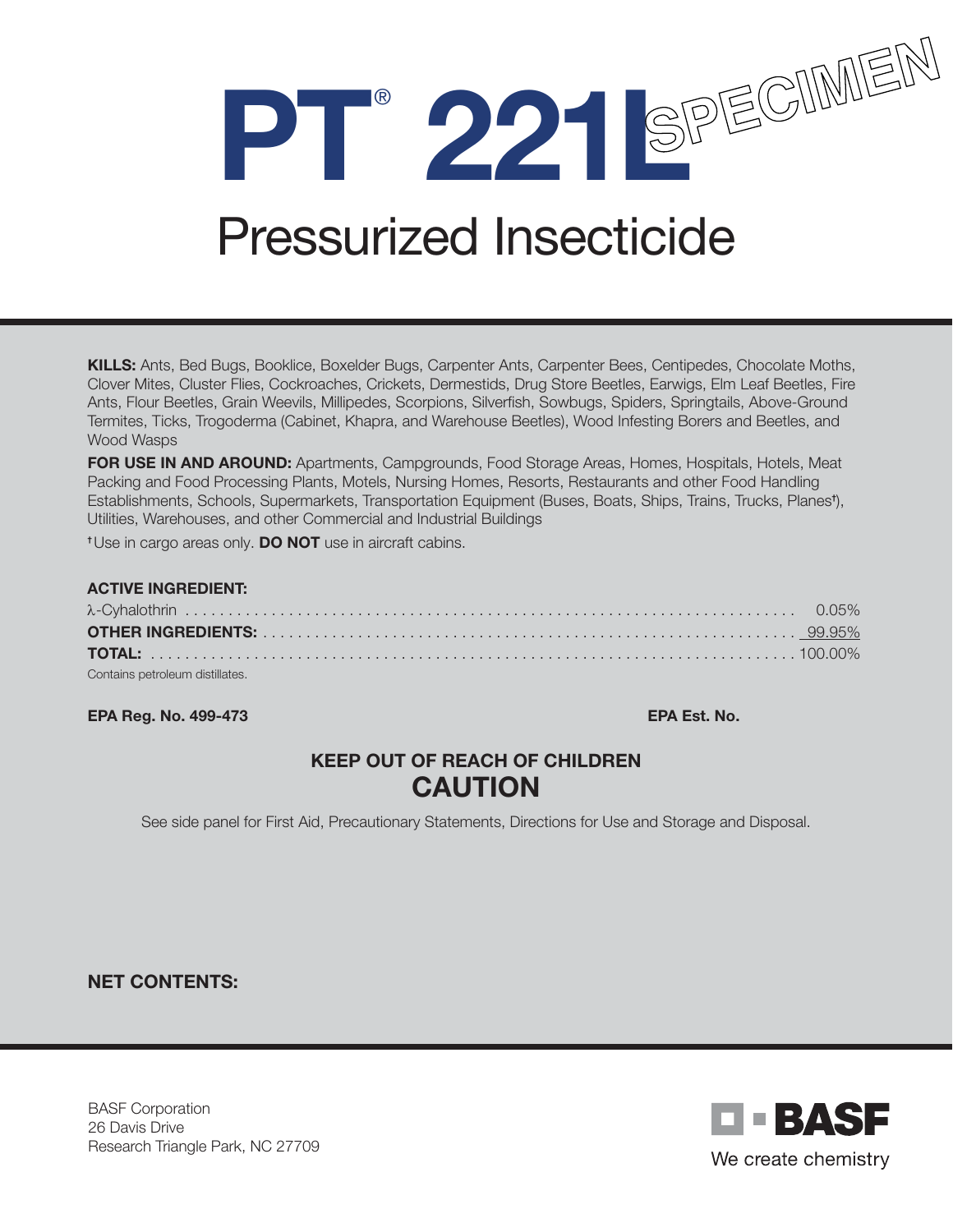# PT® 221L

SPECIMEN

## Pressurized Insecticide

**KILLS:** Ants, Bed Bugs, Booklice, Boxelder Bugs, Carpenter Ants, Carpenter Bees, Centipedes, Chocolate Moths, Clover Mites, Cluster Flies, Cockroaches, Crickets, Dermestids, Drug Store Beetles, Earwigs, Elm Leaf Beetles, Fire Ants, Flour Beetles, Grain Weevils, Millipedes, Scorpions, Silverfish, Sowbugs, Spiders, Springtails, Above-Ground Termites, Ticks, Trogoderma (Cabinet, Khapra, and Warehouse Beetles), Wood Infesting Borers and Beetles, and Wood Wasps

**FOR USE IN AND AROUND:** Apartments, Campgrounds, Food Storage Areas, Homes, Hospitals, Hotels, Meat Packing and Food Processing Plants, Motels, Nursing Homes, Resorts, Restaurants and other Food Handling Establishments, Schools, Supermarkets, Transportation Equipment (Buses, Boats, Ships, Trains, Trucks, Planes†), Utilities, Warehouses, and other Commercial and Industrial Buildings

†Use in cargo areas only. **DO NOT** use in aircraft cabins.

**ACTIVE INGREDIENT:**

| | |
|---|---|
| λ-Cyhalothrin | 0.05% |
| **OTHER INGREDIENTS:** | 99.95% |
| **TOTAL:** | 100.00% |

Contains petroleum distillates.

**EPA Reg. No. 499-473** **EPA Est. No.**

**KEEP OUT OF REACH OF CHILDREN**

**CAUTION**

See side panel for First Aid, Precautionary Statements, Directions for Use and Storage and Disposal.

**NET CONTENTS:**

BASF Corporation
26 Davis Drive
Research Triangle Park, NC 27709

BASF
We create chemistry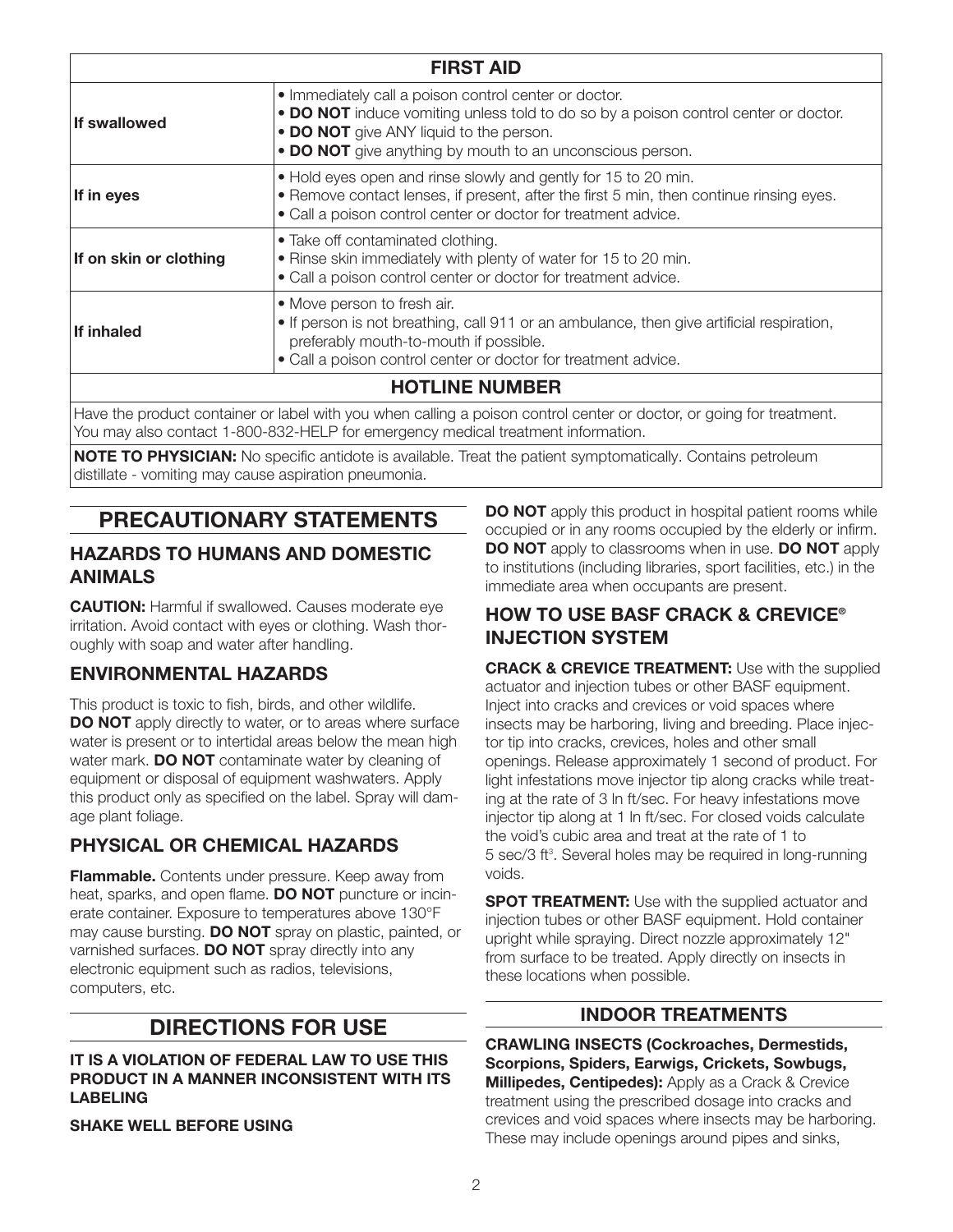| FIRST AID | |
|---|---|
| **If swallowed** | • Immediately call a poison control center or doctor.<br>• **DO NOT** induce vomiting unless told to do so by a poison control center or doctor.<br>• **DO NOT** give ANY liquid to the person.<br>• **DO NOT** give anything by mouth to an unconscious person. |
| **If in eyes** | • Hold eyes open and rinse slowly and gently for 15 to 20 min.<br>• Remove contact lenses, if present, after the first 5 min, then continue rinsing eyes.<br>• Call a poison control center or doctor for treatment advice. |
| **If on skin or clothing** | • Take off contaminated clothing.<br>• Rinse skin immediately with plenty of water for 15 to 20 min.<br>• Call a poison control center or doctor for treatment advice. |
| **If inhaled** | • Move person to fresh air.<br>• If person is not breathing, call 911 or an ambulance, then give artificial respiration, preferably mouth-to-mouth if possible.<br>• Call a poison control center or doctor for treatment advice. |
| **HOTLINE NUMBER** | |
| Have the product container or label with you when calling a poison control center or doctor, or going for treatment. You may also contact 1-800-832-HELP for emergency medical treatment information. | |
| **NOTE TO PHYSICIAN:** No specific antidote is available. Treat the patient symptomatically. Contains petroleum distillate - vomiting may cause aspiration pneumonia. | |

# PRECAUTIONARY STATEMENTS

## HAZARDS TO HUMANS AND DOMESTIC ANIMALS

**CAUTION:** Harmful if swallowed. Causes moderate eye irritation. Avoid contact with eyes or clothing. Wash thoroughly with soap and water after handling.

## ENVIRONMENTAL HAZARDS

This product is toxic to fish, birds, and other wildlife. **DO NOT** apply directly to water, or to areas where surface water is present or to intertidal areas below the mean high water mark. **DO NOT** contaminate water by cleaning of equipment or disposal of equipment washwaters. Apply this product only as specified on the label. Spray will damage plant foliage.

## PHYSICAL OR CHEMICAL HAZARDS

**Flammable.** Contents under pressure. Keep away from heat, sparks, and open flame. **DO NOT** puncture or incinerate container. Exposure to temperatures above 130°F may cause bursting. **DO NOT** spray on plastic, painted, or varnished surfaces. **DO NOT** spray directly into any electronic equipment such as radios, televisions, computers, etc.

# DIRECTIONS FOR USE

**IT IS A VIOLATION OF FEDERAL LAW TO USE THIS PRODUCT IN A MANNER INCONSISTENT WITH ITS LABELING**

**SHAKE WELL BEFORE USING**

**DO NOT** apply this product in hospital patient rooms while occupied or in any rooms occupied by the elderly or infirm. **DO NOT** apply to classrooms when in use. **DO NOT** apply to institutions (including libraries, sport facilities, etc.) in the immediate area when occupants are present.

## HOW TO USE BASF CRACK & CREVICE® INJECTION SYSTEM

**CRACK & CREVICE TREATMENT:** Use with the supplied actuator and injection tubes or other BASF equipment. Inject into cracks and crevices or void spaces where insects may be harboring, living and breeding. Place injector tip into cracks, crevices, holes and other small openings. Release approximately 1 second of product. For light infestations move injector tip along cracks while treating at the rate of 3 ln ft/sec. For heavy infestations move injector tip along at 1 ln ft/sec. For closed voids calculate the void's cubic area and treat at the rate of 1 to 5 sec/3 $ft^3$. Several holes may be required in long-running voids.

**SPOT TREATMENT:** Use with the supplied actuator and injection tubes or other BASF equipment. Hold container upright while spraying. Direct nozzle approximately 12" from surface to be treated. Apply directly on insects in these locations when possible.

## INDOOR TREATMENTS

**CRAWLING INSECTS (Cockroaches, Dermestids, Scorpions, Spiders, Earwigs, Crickets, Sowbugs, Millipedes, Centipedes):** Apply as a Crack & Crevice treatment using the prescribed dosage into cracks and crevices and void spaces where insects may be harboring. These may include openings around pipes and sinks,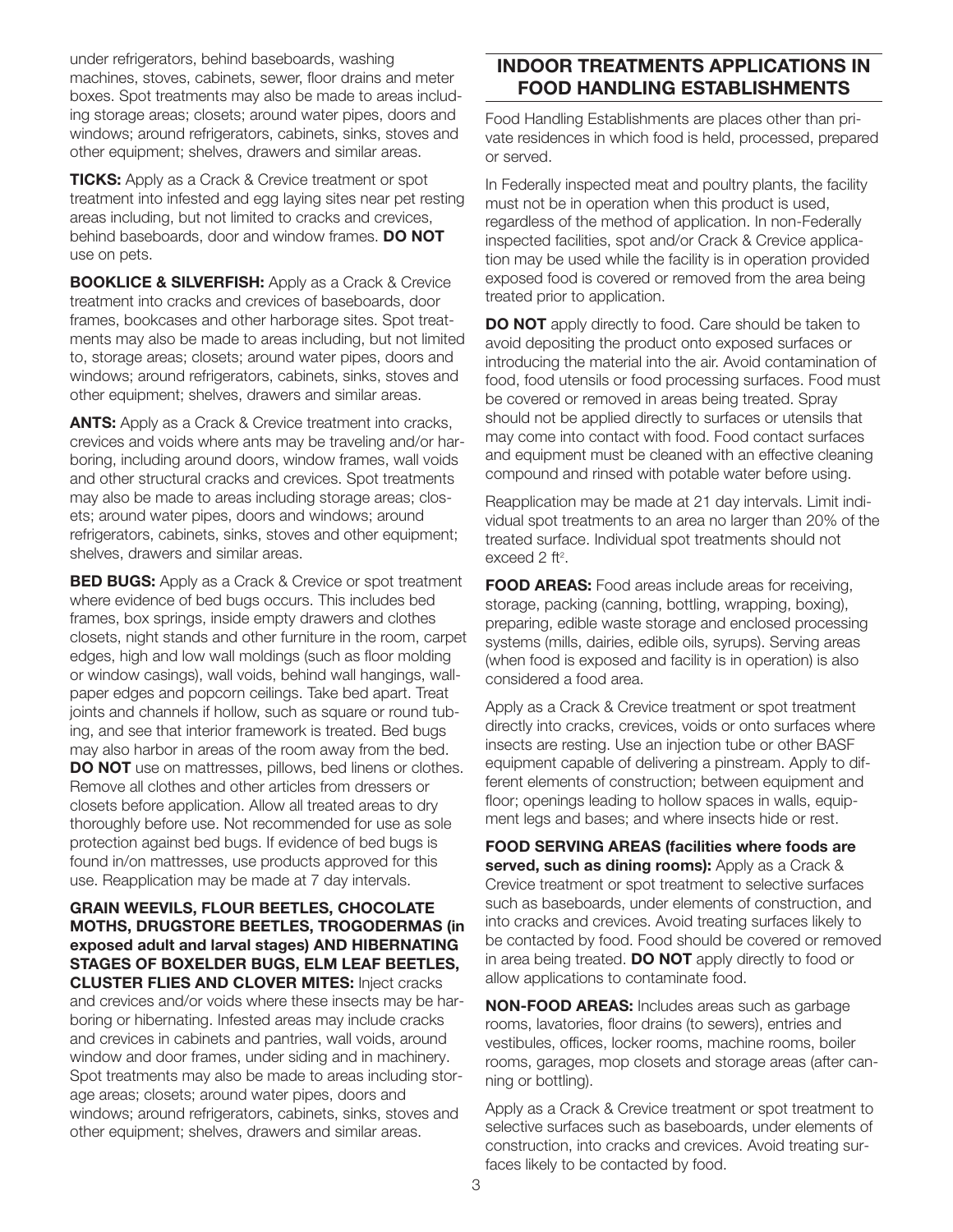under refrigerators, behind baseboards, washing machines, stoves, cabinets, sewer, floor drains and meter boxes. Spot treatments may also be made to areas including storage areas; closets; around water pipes, doors and windows; around refrigerators, cabinets, sinks, stoves and other equipment; shelves, drawers and similar areas.

**TICKS:** Apply as a Crack & Crevice treatment or spot treatment into infested and egg laying sites near pet resting areas including, but not limited to cracks and crevices, behind baseboards, door and window frames. **DO NOT** use on pets.

**BOOKLICE & SILVERFISH:** Apply as a Crack & Crevice treatment into cracks and crevices of baseboards, door frames, bookcases and other harborage sites. Spot treatments may also be made to areas including, but not limited to, storage areas; closets; around water pipes, doors and windows; around refrigerators, cabinets, sinks, stoves and other equipment; shelves, drawers and similar areas.

**ANTS:** Apply as a Crack & Crevice treatment into cracks, crevices and voids where ants may be traveling and/or harboring, including around doors, window frames, wall voids and other structural cracks and crevices. Spot treatments may also be made to areas including storage areas; closets; around water pipes, doors and windows; around refrigerators, cabinets, sinks, stoves and other equipment; shelves, drawers and similar areas.

**BED BUGS:** Apply as a Crack & Crevice or spot treatment where evidence of bed bugs occurs. This includes bed frames, box springs, inside empty drawers and clothes closets, night stands and other furniture in the room, carpet edges, high and low wall moldings (such as floor molding or window casings), wall voids, behind wall hangings, wallpaper edges and popcorn ceilings. Take bed apart. Treat joints and channels if hollow, such as square or round tubing, and see that interior framework is treated. Bed bugs may also harbor in areas of the room away from the bed. **DO NOT** use on mattresses, pillows, bed linens or clothes. Remove all clothes and other articles from dressers or closets before application. Allow all treated areas to dry thoroughly before use. Not recommended for use as sole protection against bed bugs. If evidence of bed bugs is found in/on mattresses, use products approved for this use. Reapplication may be made at 7 day intervals.

**GRAIN WEEVILS, FLOUR BEETLES, CHOCOLATE MOTHS, DRUGSTORE BEETLES, TROGODERMAS (in exposed adult and larval stages) AND HIBERNATING STAGES OF BOXELDER BUGS, ELM LEAF BEETLES, CLUSTER FLIES AND CLOVER MITES:** Inject cracks and crevices and/or voids where these insects may be harboring or hibernating. Infested areas may include cracks and crevices in cabinets and pantries, wall voids, around window and door frames, under siding and in machinery. Spot treatments may also be made to areas including storage areas; closets; around water pipes, doors and windows; around refrigerators, cabinets, sinks, stoves and other equipment; shelves, drawers and similar areas.

## INDOOR TREATMENTS APPLICATIONS IN FOOD HANDLING ESTABLISHMENTS

Food Handling Establishments are places other than private residences in which food is held, processed, prepared or served.

In Federally inspected meat and poultry plants, the facility must not be in operation when this product is used, regardless of the method of application. In non-Federally inspected facilities, spot and/or Crack & Crevice application may be used while the facility is in operation provided exposed food is covered or removed from the area being treated prior to application.

**DO NOT** apply directly to food. Care should be taken to avoid depositing the product onto exposed surfaces or introducing the material into the air. Avoid contamination of food, food utensils or food processing surfaces. Food must be covered or removed in areas being treated. Spray should not be applied directly to surfaces or utensils that may come into contact with food. Food contact surfaces and equipment must be cleaned with an effective cleaning compound and rinsed with potable water before using.

Reapplication may be made at 21 day intervals. Limit individual spot treatments to an area no larger than 20% of the treated surface. Individual spot treatments should not exceed 2 ft$^2$.

**FOOD AREAS:** Food areas include areas for receiving, storage, packing (canning, bottling, wrapping, boxing), preparing, edible waste storage and enclosed processing systems (mills, dairies, edible oils, syrups). Serving areas (when food is exposed and facility is in operation) is also considered a food area.

Apply as a Crack & Crevice treatment or spot treatment directly into cracks, crevices, voids or onto surfaces where insects are resting. Use an injection tube or other BASF equipment capable of delivering a pinstream. Apply to different elements of construction; between equipment and floor; openings leading to hollow spaces in walls, equipment legs and bases; and where insects hide or rest.

**FOOD SERVING AREAS (facilities where foods are served, such as dining rooms):** Apply as a Crack & Crevice treatment or spot treatment to selective surfaces such as baseboards, under elements of construction, and into cracks and crevices. Avoid treating surfaces likely to be contacted by food. Food should be covered or removed in area being treated. **DO NOT** apply directly to food or allow applications to contaminate food.

**NON-FOOD AREAS:** Includes areas such as garbage rooms, lavatories, floor drains (to sewers), entries and vestibules, offices, locker rooms, machine rooms, boiler rooms, garages, mop closets and storage areas (after canning or bottling).

Apply as a Crack & Crevice treatment or spot treatment to selective surfaces such as baseboards, under elements of construction, into cracks and crevices. Avoid treating surfaces likely to be contacted by food.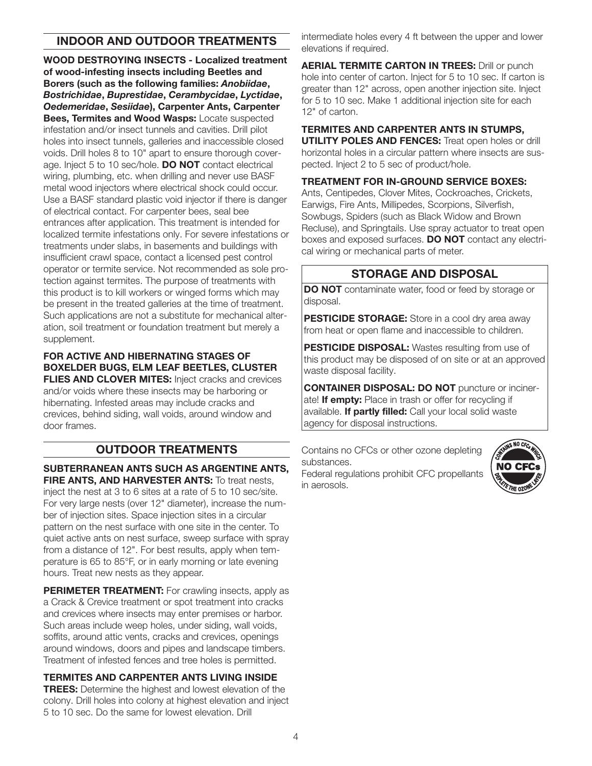## INDOOR AND OUTDOOR TREATMENTS

**WOOD DESTROYING INSECTS - Localized treatment of wood-infesting insects including Beetles and Borers (such as the following families: *Anobiidae*, *Bostrichidae*, *Buprestidae*, *Cerambycidae*, *Lyctidae*, *Oedemeridae*, *Sesiidae*), Carpenter Ants, Carpenter Bees, Termites and Wood Wasps:** Locate suspected infestation and/or insect tunnels and cavities. Drill pilot holes into insect tunnels, galleries and inaccessible closed voids. Drill holes 8 to 10" apart to ensure thorough coverage. Inject 5 to 10 sec/hole. **DO NOT** contact electrical wiring, plumbing, etc. when drilling and never use BASF metal wood injectors where electrical shock could occur. Use a BASF standard plastic void injector if there is danger of electrical contact. For carpenter bees, seal bee entrances after application. This treatment is intended for localized termite infestations only. For severe infestations or treatments under slabs, in basements and buildings with insufficient crawl space, contact a licensed pest control operator or termite service. Not recommended as sole protection against termites. The purpose of treatments with this product is to kill workers or winged forms which may be present in the treated galleries at the time of treatment. Such applications are not a substitute for mechanical alteration, soil treatment or foundation treatment but merely a supplement.

**FOR ACTIVE AND HIBERNATING STAGES OF BOXELDER BUGS, ELM LEAF BEETLES, CLUSTER FLIES AND CLOVER MITES:** Inject cracks and crevices and/or voids where these insects may be harboring or hibernating. Infested areas may include cracks and crevices, behind siding, wall voids, around window and door frames.

## OUTDOOR TREATMENTS

**SUBTERRANEAN ANTS SUCH AS ARGENTINE ANTS, FIRE ANTS, AND HARVESTER ANTS:** To treat nests, inject the nest at 3 to 6 sites at a rate of 5 to 10 sec/site. For very large nests (over 12" diameter), increase the number of injection sites. Space injection sites in a circular pattern on the nest surface with one site in the center. To quiet active ants on nest surface, sweep surface with spray from a distance of 12". For best results, apply when temperature is 65 to 85°F, or in early morning or late evening hours. Treat new nests as they appear.

**PERIMETER TREATMENT:** For crawling insects, apply as a Crack & Crevice treatment or spot treatment into cracks and crevices where insects may enter premises or harbor. Such areas include weep holes, under siding, wall voids, soffits, around attic vents, cracks and crevices, openings around windows, doors and pipes and landscape timbers. Treatment of infested fences and tree holes is permitted.

**TERMITES AND CARPENTER ANTS LIVING INSIDE TREES:** Determine the highest and lowest elevation of the colony. Drill holes into colony at highest elevation and inject 5 to 10 sec. Do the same for lowest elevation. Drill intermediate holes every 4 ft between the upper and lower elevations if required.

**AERIAL TERMITE CARTON IN TREES:** Drill or punch hole into center of carton. Inject for 5 to 10 sec. If carton is greater than 12" across, open another injection site. Inject for 5 to 10 sec. Make 1 additional injection site for each 12" of carton.

**TERMITES AND CARPENTER ANTS IN STUMPS, UTILITY POLES AND FENCES:** Treat open holes or drill horizontal holes in a circular pattern where insects are suspected. Inject 2 to 5 sec of product/hole.

**TREATMENT FOR IN-GROUND SERVICE BOXES:** Ants, Centipedes, Clover Mites, Cockroaches, Crickets, Earwigs, Fire Ants, Millipedes, Scorpions, Silverfish, Sowbugs, Spiders (such as Black Widow and Brown Recluse), and Springtails. Use spray actuator to treat open boxes and exposed surfaces. **DO NOT** contact any electrical wiring or mechanical parts of meter.

## STORAGE AND DISPOSAL

**DO NOT** contaminate water, food or feed by storage or disposal.

**PESTICIDE STORAGE:** Store in a cool dry area away from heat or open flame and inaccessible to children.

**PESTICIDE DISPOSAL:** Wastes resulting from use of this product may be disposed of on site or at an approved waste disposal facility.

**CONTAINER DISPOSAL: DO NOT** puncture or incinerate! **If empty:** Place in trash or offer for recycling if available. **If partly filled:** Call your local solid waste agency for disposal instructions.

Contains no CFCs or other ozone depleting substances.
Federal regulations prohibit CFC propellants in aerosols.

CONTAINS NO CFCs WHICH DEPLETE THE OZONE LAYER — NO CFCs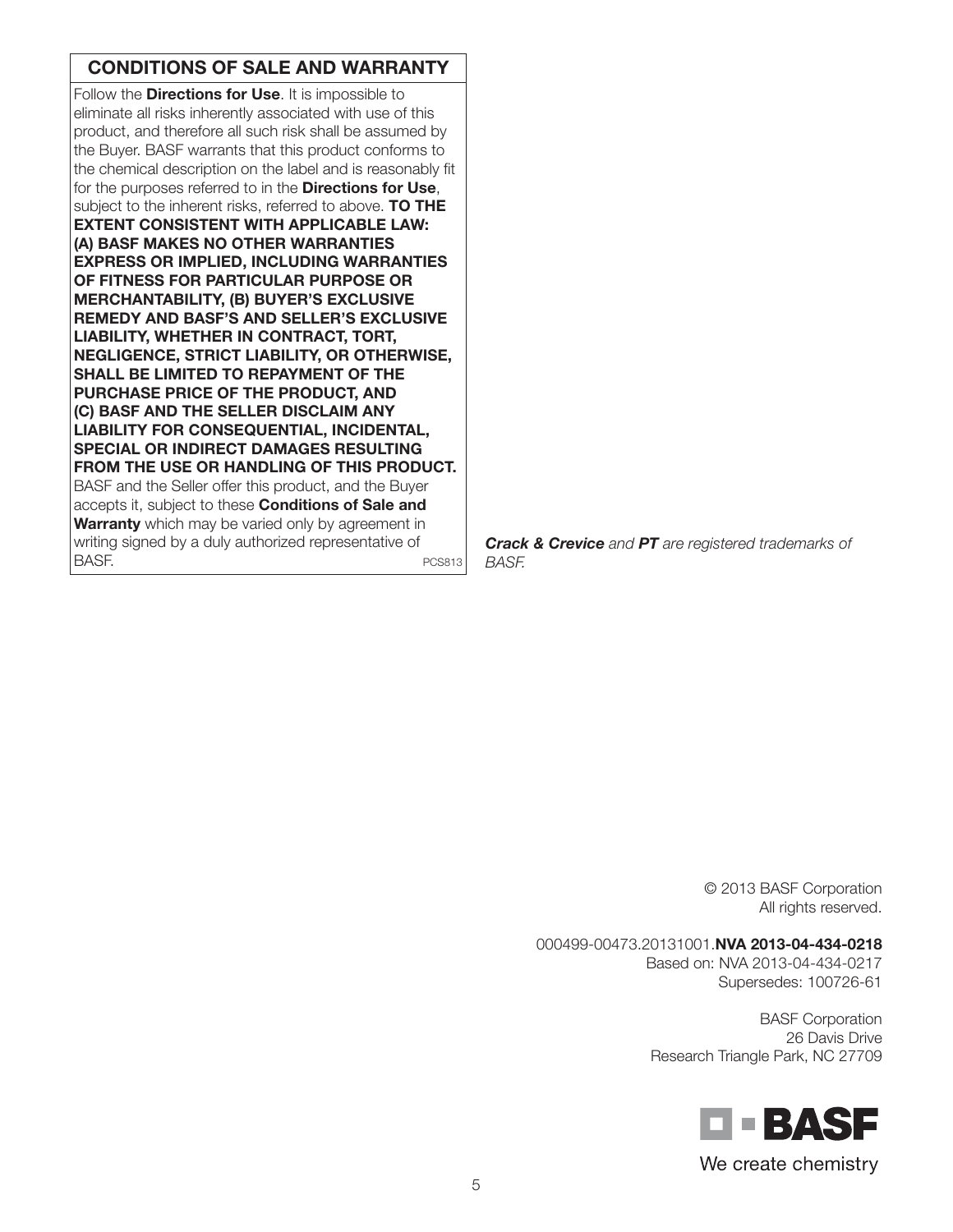## CONDITIONS OF SALE AND WARRANTY

Follow the **Directions for Use**. It is impossible to eliminate all risks inherently associated with use of this product, and therefore all such risk shall be assumed by the Buyer. BASF warrants that this product conforms to the chemical description on the label and is reasonably fit for the purposes referred to in the **Directions for Use**, subject to the inherent risks, referred to above. **TO THE EXTENT CONSISTENT WITH APPLICABLE LAW: (A) BASF MAKES NO OTHER WARRANTIES EXPRESS OR IMPLIED, INCLUDING WARRANTIES OF FITNESS FOR PARTICULAR PURPOSE OR MERCHANTABILITY, (B) BUYER'S EXCLUSIVE REMEDY AND BASF'S AND SELLER'S EXCLUSIVE LIABILITY, WHETHER IN CONTRACT, TORT, NEGLIGENCE, STRICT LIABILITY, OR OTHERWISE, SHALL BE LIMITED TO REPAYMENT OF THE PURCHASE PRICE OF THE PRODUCT, AND (C) BASF AND THE SELLER DISCLAIM ANY LIABILITY FOR CONSEQUENTIAL, INCIDENTAL, SPECIAL OR INDIRECT DAMAGES RESULTING FROM THE USE OR HANDLING OF THIS PRODUCT.** BASF and the Seller offer this product, and the Buyer accepts it, subject to these **Conditions of Sale and Warranty** which may be varied only by agreement in writing signed by a duly authorized representative of BASF. PCS813

***Crack & Crevice*** *and* ***PT*** *are registered trademarks of BASF.*

© 2013 BASF Corporation
All rights reserved.

000499-00473.20131001.**NVA 2013-04-434-0218**
Based on: NVA 2013-04-434-0217
Supersedes: 100726-61

BASF Corporation
26 Davis Drive
Research Triangle Park, NC 27709

BASF
We create chemistry